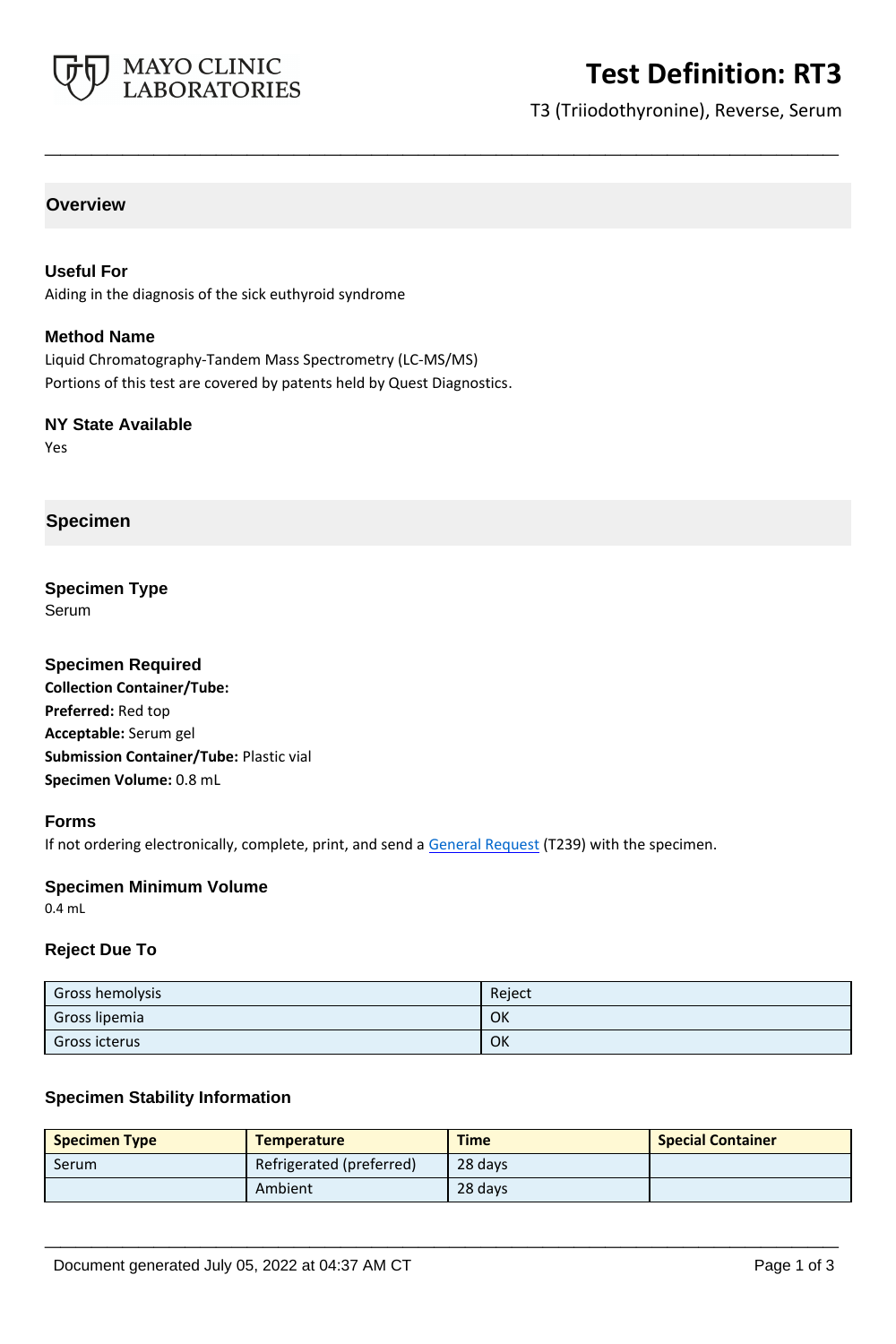MAYO CLINIC LABORATORIES

# Test Definition: RT3

T3 (Triiodothyronine), Reverse, Serum

## Overview

### Useful For

Aiding in the diagnosis of the sick euthyroid syndrome

### Method Name

Liquid Chromatography-Tandem Mass Spectrometry (LC-MS/MS)
Portions of this test are covered by patents held by Quest Diagnostics.

### NY State Available

Yes

## Specimen

### Specimen Type

Serum

### Specimen Required

**Collection Container/Tube:**
**Preferred:** Red top
**Acceptable:** Serum gel
**Submission Container/Tube:** Plastic vial
**Specimen Volume:** 0.8 mL

### Forms

If not ordering electronically, complete, print, and send a General Request (T239) with the specimen.

### Specimen Minimum Volume

0.4 mL

### Reject Due To

| | |
|---|---|
| Gross hemolysis | Reject |
| Gross lipemia | OK |
| Gross icterus | OK |

### Specimen Stability Information

| Specimen Type | Temperature | Time | Special Container |
|---|---|---|---|
| Serum | Refrigerated (preferred) | 28 days | |
| | Ambient | 28 days | |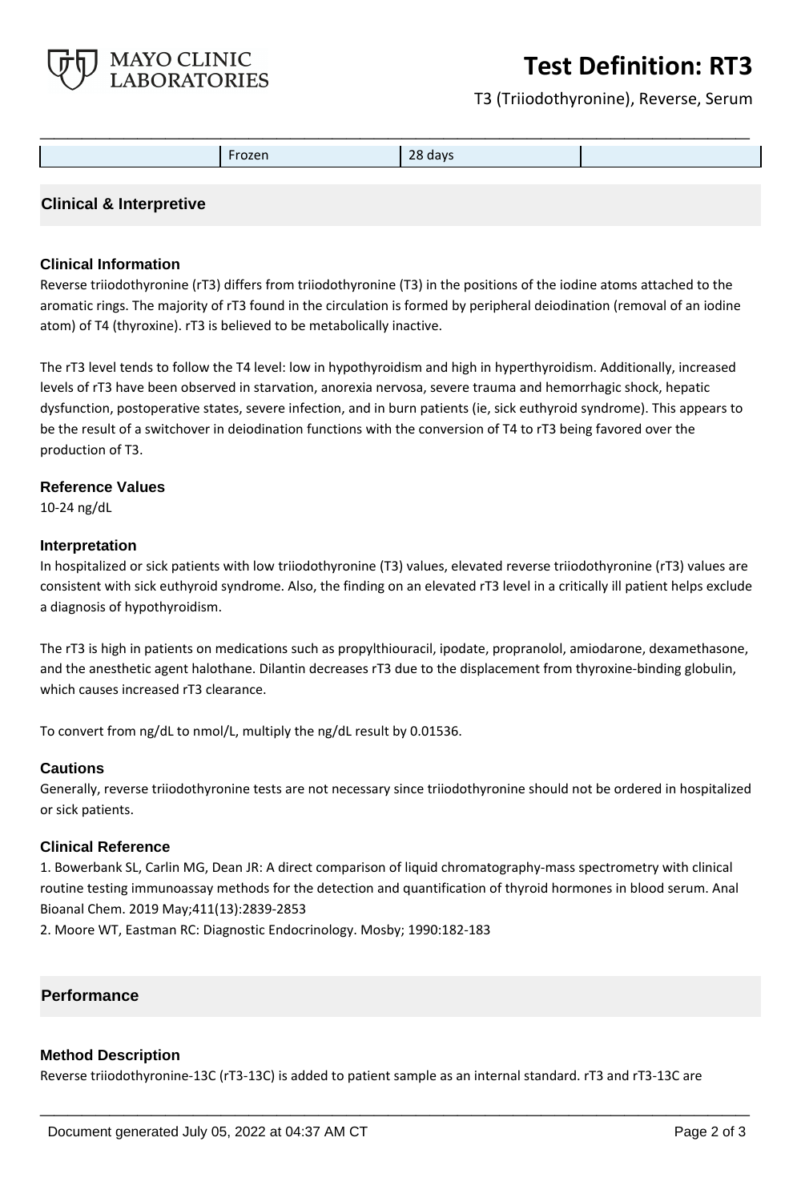| | Frozen | 28 days | |
|---|---|---|---|

## Clinical & Interpretive

### Clinical Information

Reverse triiodothyronine (rT3) differs from triiodothyronine (T3) in the positions of the iodine atoms attached to the aromatic rings. The majority of rT3 found in the circulation is formed by peripheral deiodination (removal of an iodine atom) of T4 (thyroxine). rT3 is believed to be metabolically inactive.

The rT3 level tends to follow the T4 level: low in hypothyroidism and high in hyperthyroidism. Additionally, increased levels of rT3 have been observed in starvation, anorexia nervosa, severe trauma and hemorrhagic shock, hepatic dysfunction, postoperative states, severe infection, and in burn patients (ie, sick euthyroid syndrome). This appears to be the result of a switchover in deiodination functions with the conversion of T4 to rT3 being favored over the production of T3.

### Reference Values

10-24 ng/dL

### Interpretation

In hospitalized or sick patients with low triiodothyronine (T3) values, elevated reverse triiodothyronine (rT3) values are consistent with sick euthyroid syndrome. Also, the finding on an elevated rT3 level in a critically ill patient helps exclude a diagnosis of hypothyroidism.

The rT3 is high in patients on medications such as propylthiouracil, ipodate, propranolol, amiodarone, dexamethasone, and the anesthetic agent halothane. Dilantin decreases rT3 due to the displacement from thyroxine-binding globulin, which causes increased rT3 clearance.

To convert from ng/dL to nmol/L, multiply the ng/dL result by 0.01536.

### Cautions

Generally, reverse triiodothyronine tests are not necessary since triiodothyronine should not be ordered in hospitalized or sick patients.

### Clinical Reference

1. Bowerbank SL, Carlin MG, Dean JR: A direct comparison of liquid chromatography-mass spectrometry with clinical routine testing immunoassay methods for the detection and quantification of thyroid hormones in blood serum. Anal Bioanal Chem. 2019 May;411(13):2839-2853
2. Moore WT, Eastman RC: Diagnostic Endocrinology. Mosby; 1990:182-183

## Performance

### Method Description

Reverse triiodothyronine-13C (rT3-13C) is added to patient sample as an internal standard. rT3 and rT3-13C are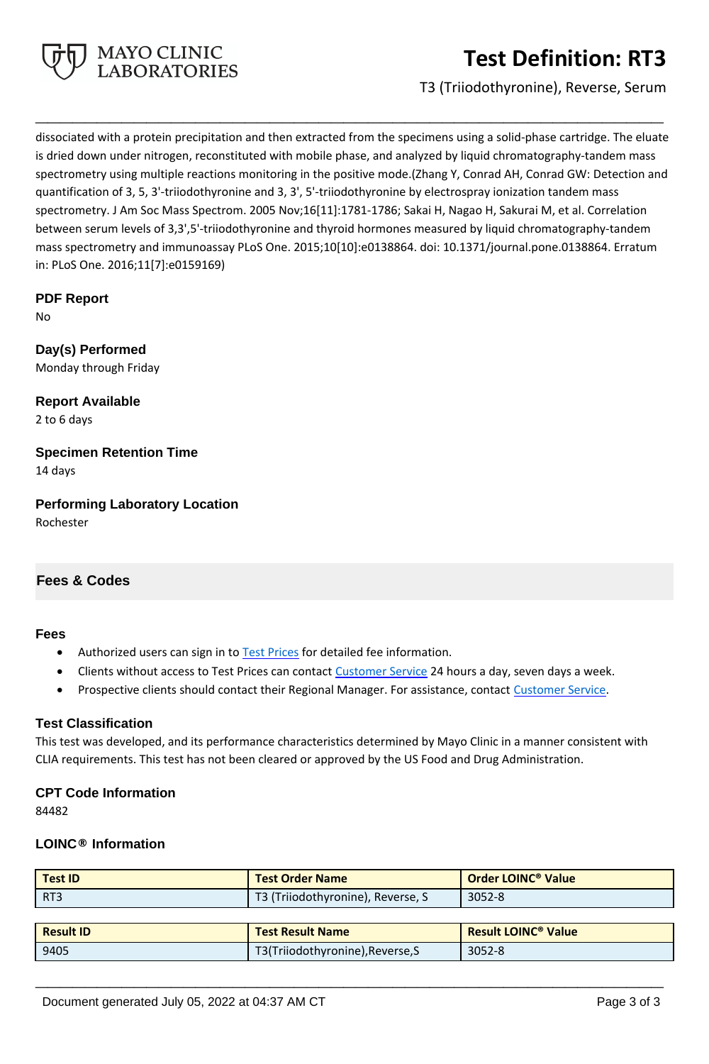dissociated with a protein precipitation and then extracted from the specimens using a solid-phase cartridge. The eluate is dried down under nitrogen, reconstituted with mobile phase, and analyzed by liquid chromatography-tandem mass spectrometry using multiple reactions monitoring in the positive mode.(Zhang Y, Conrad AH, Conrad GW: Detection and quantification of 3, 5, 3'-triiodothyronine and 3, 3', 5'-triiodothyronine by electrospray ionization tandem mass spectrometry. J Am Soc Mass Spectrom. 2005 Nov;16[11]:1781-1786; Sakai H, Nagao H, Sakurai M, et al. Correlation between serum levels of 3,3',5'-triiodothyronine and thyroid hormones measured by liquid chromatography-tandem mass spectrometry and immunoassay PLoS One. 2015;10[10]:e0138864. doi: 10.1371/journal.pone.0138864. Erratum in: PLoS One. 2016;11[7]:e0159169)

### PDF Report
No

### Day(s) Performed
Monday through Friday

### Report Available
2 to 6 days

### Specimen Retention Time
14 days

### Performing Laboratory Location
Rochester

## Fees & Codes

### Fees
- Authorized users can sign in to Test Prices for detailed fee information.
- Clients without access to Test Prices can contact Customer Service 24 hours a day, seven days a week.
- Prospective clients should contact their Regional Manager. For assistance, contact Customer Service.

### Test Classification
This test was developed, and its performance characteristics determined by Mayo Clinic in a manner consistent with CLIA requirements. This test has not been cleared or approved by the US Food and Drug Administration.

### CPT Code Information
84482

### LOINC® Information

| Test ID | Test Order Name | Order LOINC® Value |
|---|---|---|
| RT3 | T3 (Triiodothyronine), Reverse, S | 3052-8 |

| Result ID | Test Result Name | Result LOINC® Value |
|---|---|---|
| 9405 | T3(Triiodothyronine),Reverse,S | 3052-8 |